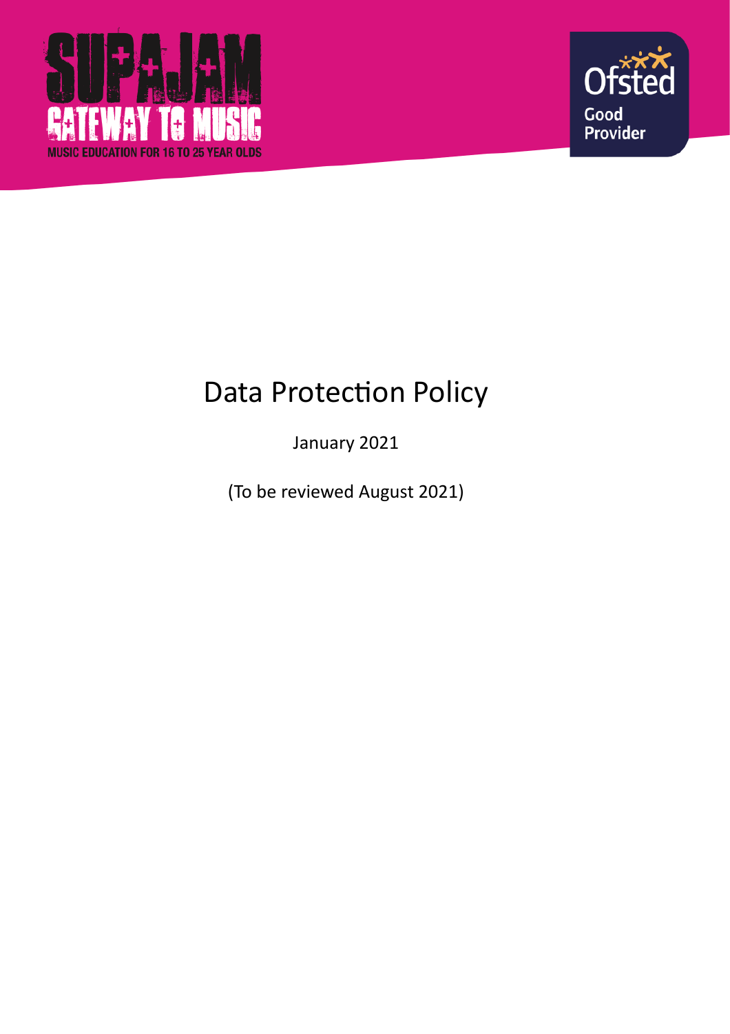SUPAJAM
GATEWAY TO MUSIC
MUSIC EDUCATION FOR 16 TO 25 YEAR OLDS

Ofsted
Good Provider

# Data Protection Policy

January 2021

(To be reviewed August 2021)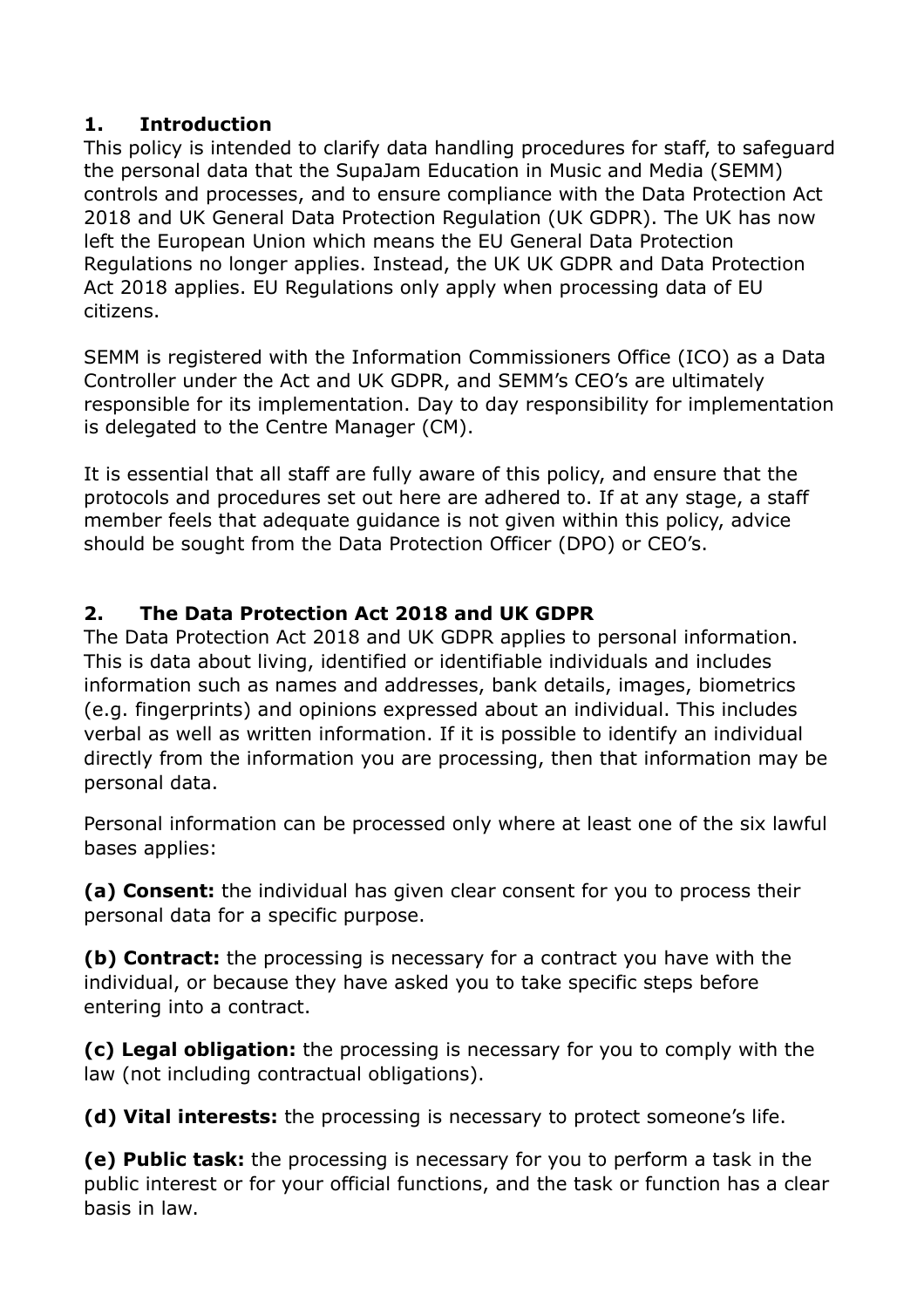## 1. Introduction

This policy is intended to clarify data handling procedures for staff, to safeguard the personal data that the SupaJam Education in Music and Media (SEMM) controls and processes, and to ensure compliance with the Data Protection Act 2018 and UK General Data Protection Regulation (UK GDPR). The UK has now left the European Union which means the EU General Data Protection Regulations no longer applies. Instead, the UK UK GDPR and Data Protection Act 2018 applies. EU Regulations only apply when processing data of EU citizens.

SEMM is registered with the Information Commissioners Office (ICO) as a Data Controller under the Act and UK GDPR, and SEMM's CEO's are ultimately responsible for its implementation. Day to day responsibility for implementation is delegated to the Centre Manager (CM).

It is essential that all staff are fully aware of this policy, and ensure that the protocols and procedures set out here are adhered to. If at any stage, a staff member feels that adequate guidance is not given within this policy, advice should be sought from the Data Protection Officer (DPO) or CEO's.

## 2. The Data Protection Act 2018 and UK GDPR

The Data Protection Act 2018 and UK GDPR applies to personal information. This is data about living, identified or identifiable individuals and includes information such as names and addresses, bank details, images, biometrics (e.g. fingerprints) and opinions expressed about an individual. This includes verbal as well as written information. If it is possible to identify an individual directly from the information you are processing, then that information may be personal data.

Personal information can be processed only where at least one of the six lawful bases applies:

**(a) Consent:** the individual has given clear consent for you to process their personal data for a specific purpose.

**(b) Contract:** the processing is necessary for a contract you have with the individual, or because they have asked you to take specific steps before entering into a contract.

**(c) Legal obligation:** the processing is necessary for you to comply with the law (not including contractual obligations).

**(d) Vital interests:** the processing is necessary to protect someone's life.

**(e) Public task:** the processing is necessary for you to perform a task in the public interest or for your official functions, and the task or function has a clear basis in law.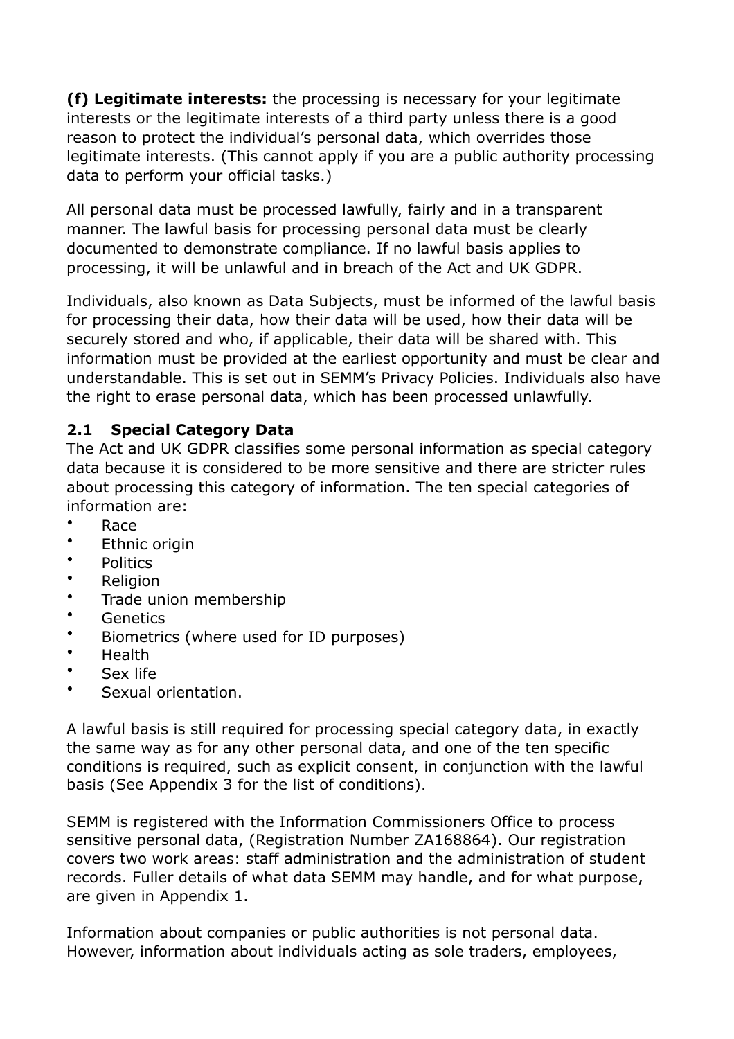**(f) Legitimate interests:** the processing is necessary for your legitimate interests or the legitimate interests of a third party unless there is a good reason to protect the individual's personal data, which overrides those legitimate interests. (This cannot apply if you are a public authority processing data to perform your official tasks.)

All personal data must be processed lawfully, fairly and in a transparent manner. The lawful basis for processing personal data must be clearly documented to demonstrate compliance. If no lawful basis applies to processing, it will be unlawful and in breach of the Act and UK GDPR.

Individuals, also known as Data Subjects, must be informed of the lawful basis for processing their data, how their data will be used, how their data will be securely stored and who, if applicable, their data will be shared with. This information must be provided at the earliest opportunity and must be clear and understandable. This is set out in SEMM's Privacy Policies. Individuals also have the right to erase personal data, which has been processed unlawfully.

### 2.1 Special Category Data

The Act and UK GDPR classifies some personal information as special category data because it is considered to be more sensitive and there are stricter rules about processing this category of information. The ten special categories of information are:

- Race
- Ethnic origin
- Politics
- Religion
- Trade union membership
- Genetics
- Biometrics (where used for ID purposes)
- Health
- Sex life
- Sexual orientation.

A lawful basis is still required for processing special category data, in exactly the same way as for any other personal data, and one of the ten specific conditions is required, such as explicit consent, in conjunction with the lawful basis (See Appendix 3 for the list of conditions).

SEMM is registered with the Information Commissioners Office to process sensitive personal data, (Registration Number ZA168864). Our registration covers two work areas: staff administration and the administration of student records. Fuller details of what data SEMM may handle, and for what purpose, are given in Appendix 1.

Information about companies or public authorities is not personal data. However, information about individuals acting as sole traders, employees,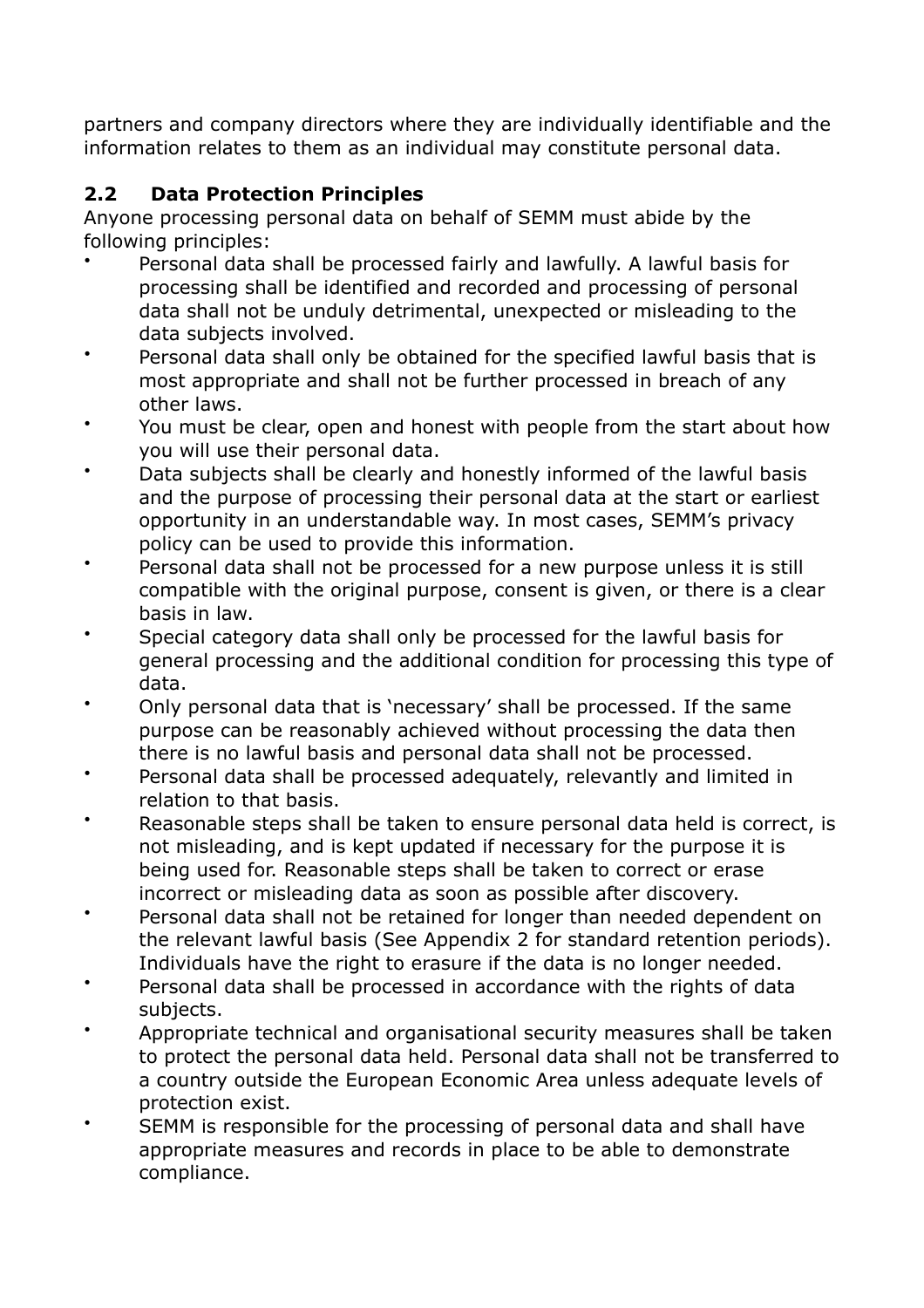partners and company directors where they are individually identifiable and the information relates to them as an individual may constitute personal data.

## 2.2 Data Protection Principles

Anyone processing personal data on behalf of SEMM must abide by the following principles:

- Personal data shall be processed fairly and lawfully. A lawful basis for processing shall be identified and recorded and processing of personal data shall not be unduly detrimental, unexpected or misleading to the data subjects involved.
- Personal data shall only be obtained for the specified lawful basis that is most appropriate and shall not be further processed in breach of any other laws.
- You must be clear, open and honest with people from the start about how you will use their personal data.
- Data subjects shall be clearly and honestly informed of the lawful basis and the purpose of processing their personal data at the start or earliest opportunity in an understandable way. In most cases, SEMM's privacy policy can be used to provide this information.
- Personal data shall not be processed for a new purpose unless it is still compatible with the original purpose, consent is given, or there is a clear basis in law.
- Special category data shall only be processed for the lawful basis for general processing and the additional condition for processing this type of data.
- Only personal data that is 'necessary' shall be processed. If the same purpose can be reasonably achieved without processing the data then there is no lawful basis and personal data shall not be processed.
- Personal data shall be processed adequately, relevantly and limited in relation to that basis.
- Reasonable steps shall be taken to ensure personal data held is correct, is not misleading, and is kept updated if necessary for the purpose it is being used for. Reasonable steps shall be taken to correct or erase incorrect or misleading data as soon as possible after discovery.
- Personal data shall not be retained for longer than needed dependent on the relevant lawful basis (See Appendix 2 for standard retention periods). Individuals have the right to erasure if the data is no longer needed.
- Personal data shall be processed in accordance with the rights of data subjects.
- Appropriate technical and organisational security measures shall be taken to protect the personal data held. Personal data shall not be transferred to a country outside the European Economic Area unless adequate levels of protection exist.
- SEMM is responsible for the processing of personal data and shall have appropriate measures and records in place to be able to demonstrate compliance.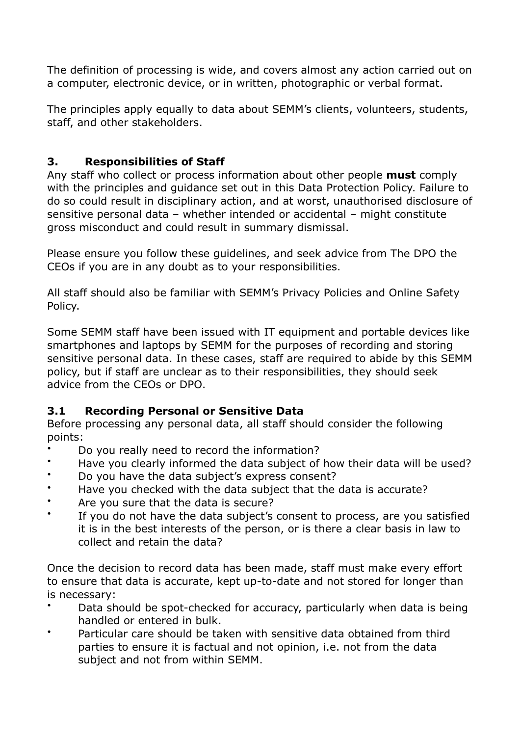The definition of processing is wide, and covers almost any action carried out on a computer, electronic device, or in written, photographic or verbal format.

The principles apply equally to data about SEMM's clients, volunteers, students, staff, and other stakeholders.

## 3. Responsibilities of Staff

Any staff who collect or process information about other people **must** comply with the principles and guidance set out in this Data Protection Policy. Failure to do so could result in disciplinary action, and at worst, unauthorised disclosure of sensitive personal data – whether intended or accidental – might constitute gross misconduct and could result in summary dismissal.

Please ensure you follow these guidelines, and seek advice from The DPO the CEOs if you are in any doubt as to your responsibilities.

All staff should also be familiar with SEMM's Privacy Policies and Online Safety Policy.

Some SEMM staff have been issued with IT equipment and portable devices like smartphones and laptops by SEMM for the purposes of recording and storing sensitive personal data. In these cases, staff are required to abide by this SEMM policy, but if staff are unclear as to their responsibilities, they should seek advice from the CEOs or DPO.

### 3.1 Recording Personal or Sensitive Data

Before processing any personal data, all staff should consider the following points:

- Do you really need to record the information?
- Have you clearly informed the data subject of how their data will be used?
- Do you have the data subject's express consent?
- Have you checked with the data subject that the data is accurate?
- Are you sure that the data is secure?
- If you do not have the data subject's consent to process, are you satisfied it is in the best interests of the person, or is there a clear basis in law to collect and retain the data?

Once the decision to record data has been made, staff must make every effort to ensure that data is accurate, kept up-to-date and not stored for longer than is necessary:

- Data should be spot-checked for accuracy, particularly when data is being handled or entered in bulk.
- Particular care should be taken with sensitive data obtained from third parties to ensure it is factual and not opinion, i.e. not from the data subject and not from within SEMM.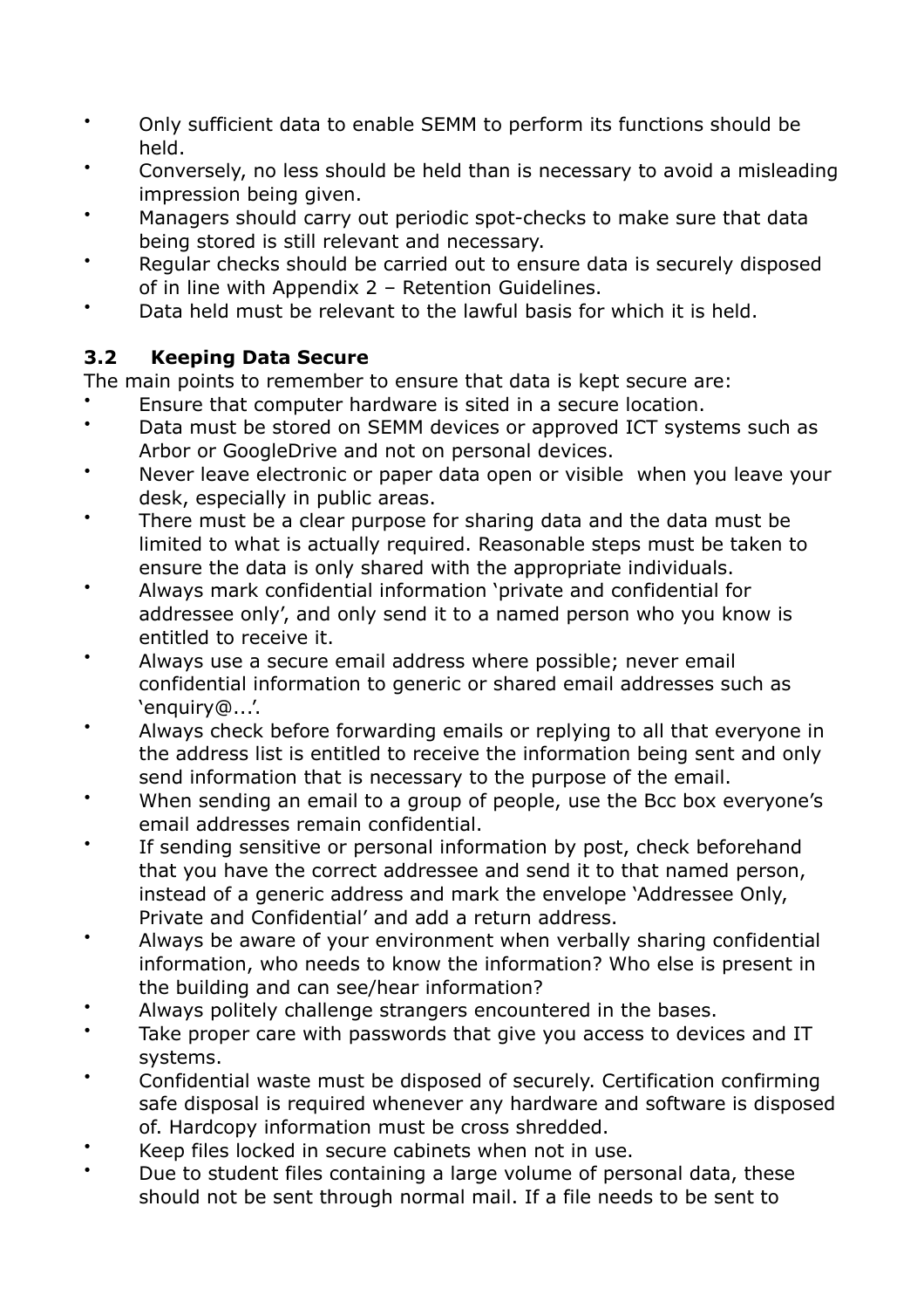- Only sufficient data to enable SEMM to perform its functions should be held.
- Conversely, no less should be held than is necessary to avoid a misleading impression being given.
- Managers should carry out periodic spot-checks to make sure that data being stored is still relevant and necessary.
- Regular checks should be carried out to ensure data is securely disposed of in line with Appendix 2 – Retention Guidelines.
- Data held must be relevant to the lawful basis for which it is held.

### 3.2 Keeping Data Secure

The main points to remember to ensure that data is kept secure are:

- Ensure that computer hardware is sited in a secure location.
- Data must be stored on SEMM devices or approved ICT systems such as Arbor or GoogleDrive and not on personal devices.
- Never leave electronic or paper data open or visible when you leave your desk, especially in public areas.
- There must be a clear purpose for sharing data and the data must be limited to what is actually required. Reasonable steps must be taken to ensure the data is only shared with the appropriate individuals.
- Always mark confidential information 'private and confidential for addressee only', and only send it to a named person who you know is entitled to receive it.
- Always use a secure email address where possible; never email confidential information to generic or shared email addresses such as 'enquiry@...'.
- Always check before forwarding emails or replying to all that everyone in the address list is entitled to receive the information being sent and only send information that is necessary to the purpose of the email.
- When sending an email to a group of people, use the Bcc box everyone's email addresses remain confidential.
- If sending sensitive or personal information by post, check beforehand that you have the correct addressee and send it to that named person, instead of a generic address and mark the envelope 'Addressee Only, Private and Confidential' and add a return address.
- Always be aware of your environment when verbally sharing confidential information, who needs to know the information? Who else is present in the building and can see/hear information?
- Always politely challenge strangers encountered in the bases.
- Take proper care with passwords that give you access to devices and IT systems.
- Confidential waste must be disposed of securely. Certification confirming safe disposal is required whenever any hardware and software is disposed of. Hardcopy information must be cross shredded.
- Keep files locked in secure cabinets when not in use.
- Due to student files containing a large volume of personal data, these should not be sent through normal mail. If a file needs to be sent to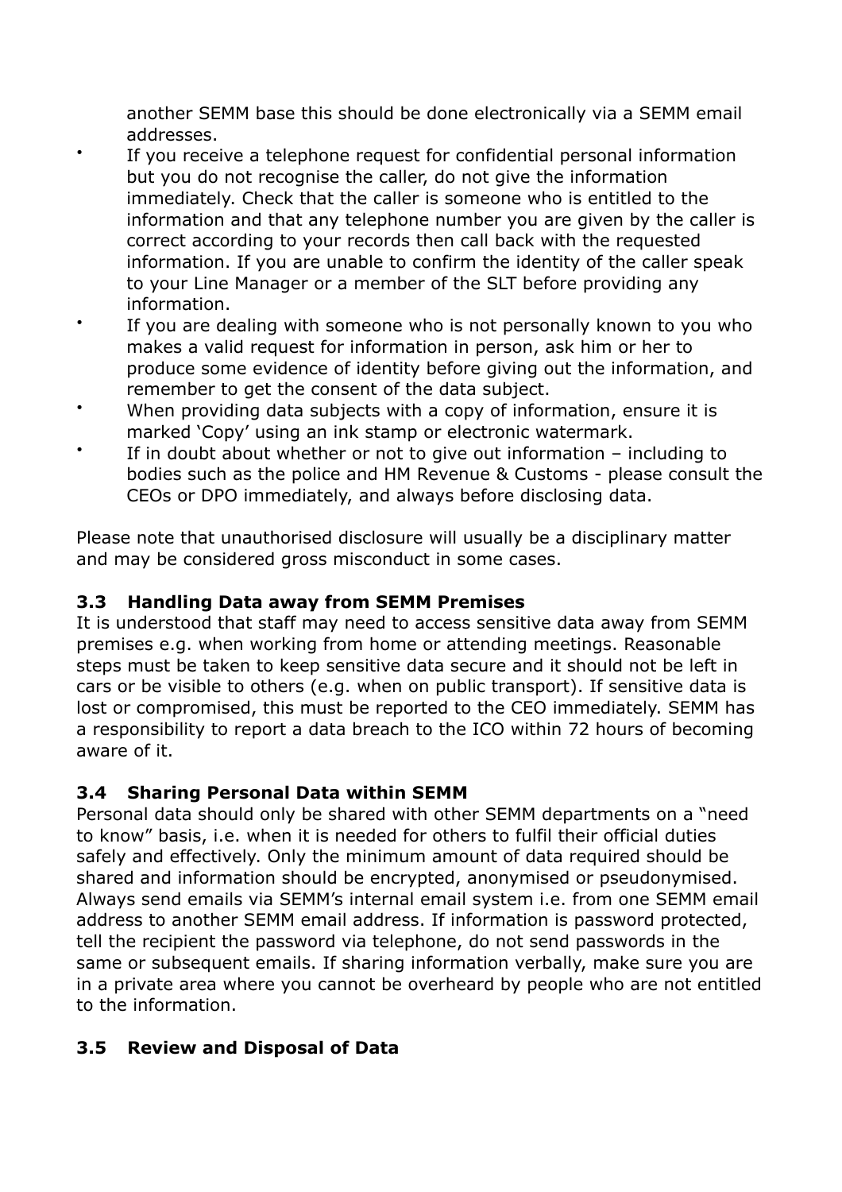another SEMM base this should be done electronically via a SEMM email addresses.

- If you receive a telephone request for confidential personal information but you do not recognise the caller, do not give the information immediately. Check that the caller is someone who is entitled to the information and that any telephone number you are given by the caller is correct according to your records then call back with the requested information. If you are unable to confirm the identity of the caller speak to your Line Manager or a member of the SLT before providing any information.
- If you are dealing with someone who is not personally known to you who makes a valid request for information in person, ask him or her to produce some evidence of identity before giving out the information, and remember to get the consent of the data subject.
- When providing data subjects with a copy of information, ensure it is marked 'Copy' using an ink stamp or electronic watermark.
- If in doubt about whether or not to give out information – including to bodies such as the police and HM Revenue & Customs - please consult the CEOs or DPO immediately, and always before disclosing data.

Please note that unauthorised disclosure will usually be a disciplinary matter and may be considered gross misconduct in some cases.

### 3.3 Handling Data away from SEMM Premises

It is understood that staff may need to access sensitive data away from SEMM premises e.g. when working from home or attending meetings. Reasonable steps must be taken to keep sensitive data secure and it should not be left in cars or be visible to others (e.g. when on public transport). If sensitive data is lost or compromised, this must be reported to the CEO immediately. SEMM has a responsibility to report a data breach to the ICO within 72 hours of becoming aware of it.

### 3.4 Sharing Personal Data within SEMM

Personal data should only be shared with other SEMM departments on a "need to know" basis, i.e. when it is needed for others to fulfil their official duties safely and effectively. Only the minimum amount of data required should be shared and information should be encrypted, anonymised or pseudonymised. Always send emails via SEMM's internal email system i.e. from one SEMM email address to another SEMM email address. If information is password protected, tell the recipient the password via telephone, do not send passwords in the same or subsequent emails. If sharing information verbally, make sure you are in a private area where you cannot be overheard by people who are not entitled to the information.

### 3.5 Review and Disposal of Data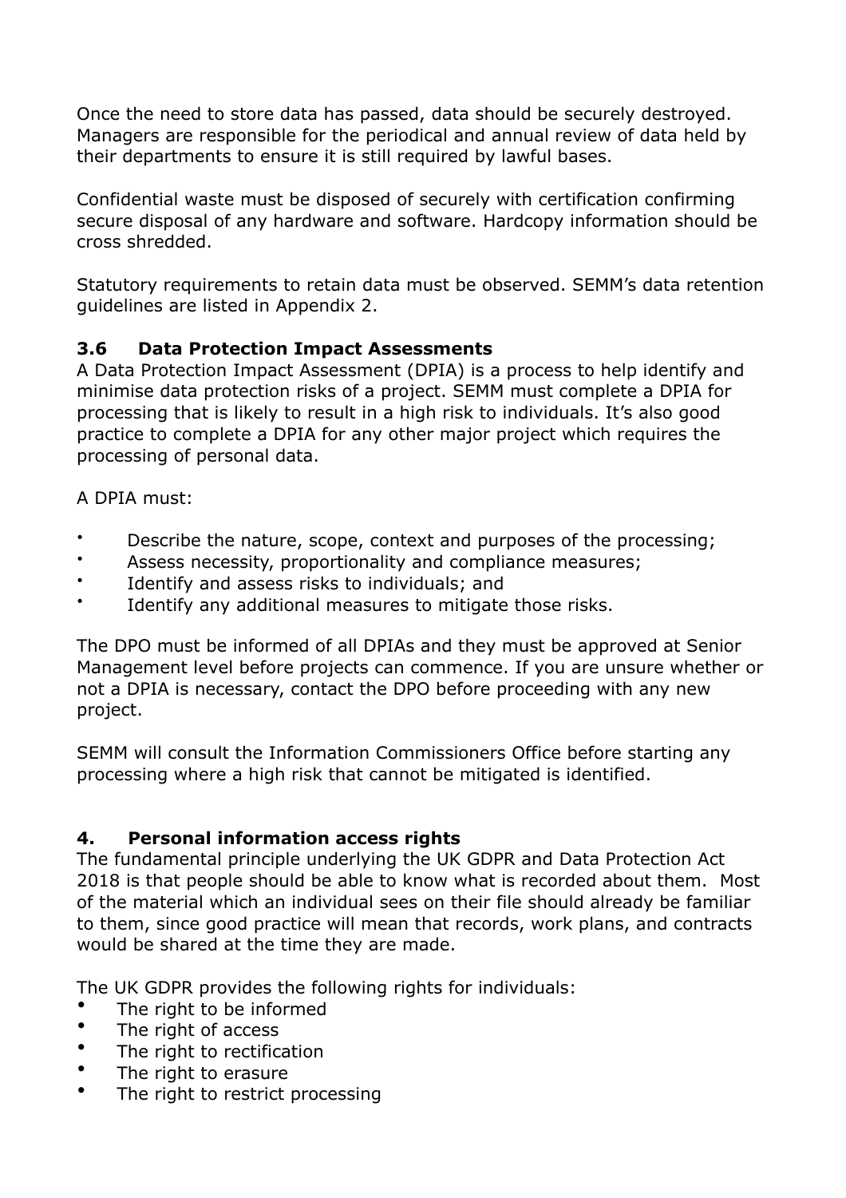Once the need to store data has passed, data should be securely destroyed. Managers are responsible for the periodical and annual review of data held by their departments to ensure it is still required by lawful bases.

Confidential waste must be disposed of securely with certification confirming secure disposal of any hardware and software. Hardcopy information should be cross shredded.

Statutory requirements to retain data must be observed. SEMM's data retention guidelines are listed in Appendix 2.

### 3.6 Data Protection Impact Assessments

A Data Protection Impact Assessment (DPIA) is a process to help identify and minimise data protection risks of a project. SEMM must complete a DPIA for processing that is likely to result in a high risk to individuals. It's also good practice to complete a DPIA for any other major project which requires the processing of personal data.

A DPIA must:

- Describe the nature, scope, context and purposes of the processing;
- Assess necessity, proportionality and compliance measures;
- Identify and assess risks to individuals; and
- Identify any additional measures to mitigate those risks.

The DPO must be informed of all DPIAs and they must be approved at Senior Management level before projects can commence. If you are unsure whether or not a DPIA is necessary, contact the DPO before proceeding with any new project.

SEMM will consult the Information Commissioners Office before starting any processing where a high risk that cannot be mitigated is identified.

## 4. Personal information access rights

The fundamental principle underlying the UK GDPR and Data Protection Act 2018 is that people should be able to know what is recorded about them. Most of the material which an individual sees on their file should already be familiar to them, since good practice will mean that records, work plans, and contracts would be shared at the time they are made.

The UK GDPR provides the following rights for individuals:

- The right to be informed
- The right of access
- The right to rectification
- The right to erasure
- The right to restrict processing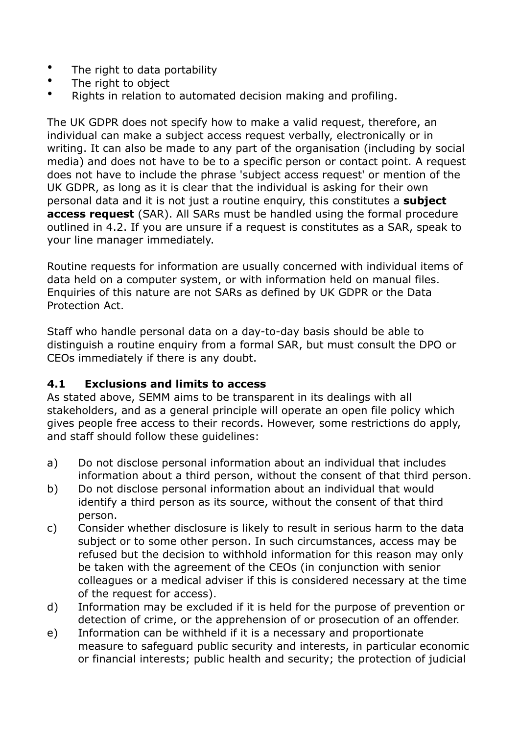- The right to data portability
- The right to object
- Rights in relation to automated decision making and profiling.

The UK GDPR does not specify how to make a valid request, therefore, an individual can make a subject access request verbally, electronically or in writing. It can also be made to any part of the organisation (including by social media) and does not have to be to a specific person or contact point. A request does not have to include the phrase 'subject access request' or mention of the UK GDPR, as long as it is clear that the individual is asking for their own personal data and it is not just a routine enquiry, this constitutes a **subject access request** (SAR). All SARs must be handled using the formal procedure outlined in 4.2. If you are unsure if a request is constitutes as a SAR, speak to your line manager immediately.

Routine requests for information are usually concerned with individual items of data held on a computer system, or with information held on manual files. Enquiries of this nature are not SARs as defined by UK GDPR or the Data Protection Act.

Staff who handle personal data on a day-to-day basis should be able to distinguish a routine enquiry from a formal SAR, but must consult the DPO or CEOs immediately if there is any doubt.

### 4.1 Exclusions and limits to access

As stated above, SEMM aims to be transparent in its dealings with all stakeholders, and as a general principle will operate an open file policy which gives people free access to their records. However, some restrictions do apply, and staff should follow these guidelines:

a) Do not disclose personal information about an individual that includes information about a third person, without the consent of that third person.

b) Do not disclose personal information about an individual that would identify a third person as its source, without the consent of that third person.

c) Consider whether disclosure is likely to result in serious harm to the data subject or to some other person. In such circumstances, access may be refused but the decision to withhold information for this reason may only be taken with the agreement of the CEOs (in conjunction with senior colleagues or a medical adviser if this is considered necessary at the time of the request for access).

d) Information may be excluded if it is held for the purpose of prevention or detection of crime, or the apprehension of or prosecution of an offender.

e) Information can be withheld if it is a necessary and proportionate measure to safeguard public security and interests, in particular economic or financial interests; public health and security; the protection of judicial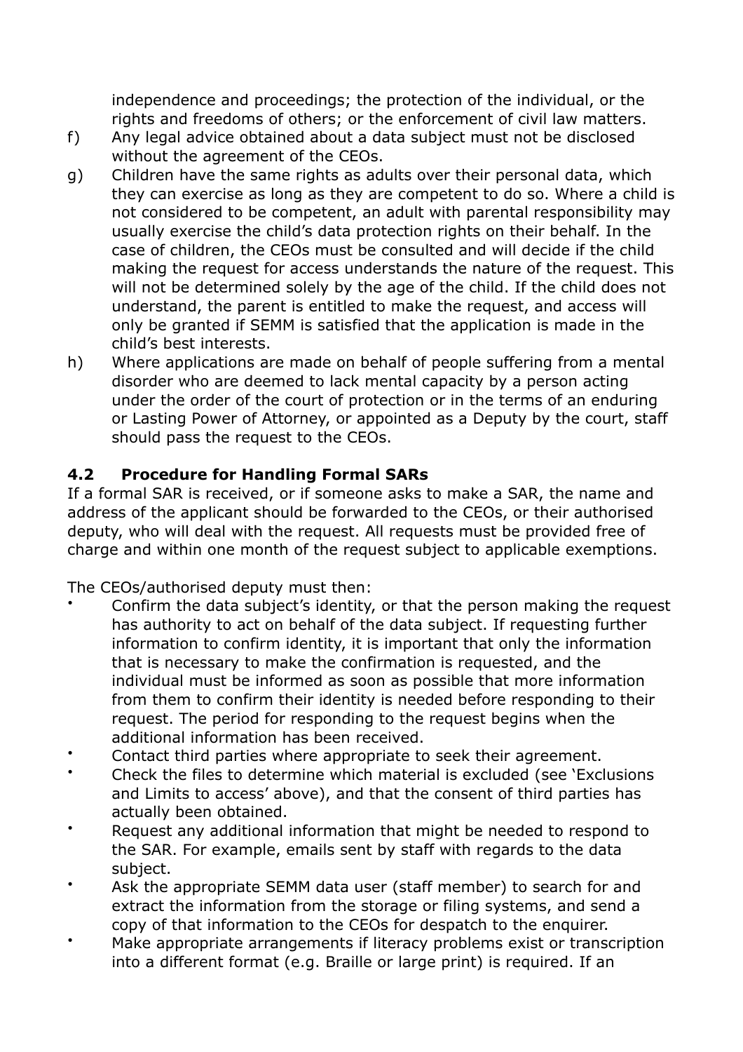independence and proceedings; the protection of the individual, or the rights and freedoms of others; or the enforcement of civil law matters.

f) Any legal advice obtained about a data subject must not be disclosed without the agreement of the CEOs.

g) Children have the same rights as adults over their personal data, which they can exercise as long as they are competent to do so. Where a child is not considered to be competent, an adult with parental responsibility may usually exercise the child's data protection rights on their behalf. In the case of children, the CEOs must be consulted and will decide if the child making the request for access understands the nature of the request. This will not be determined solely by the age of the child. If the child does not understand, the parent is entitled to make the request, and access will only be granted if SEMM is satisfied that the application is made in the child's best interests.

h) Where applications are made on behalf of people suffering from a mental disorder who are deemed to lack mental capacity by a person acting under the order of the court of protection or in the terms of an enduring or Lasting Power of Attorney, or appointed as a Deputy by the court, staff should pass the request to the CEOs.

### 4.2 Procedure for Handling Formal SARs

If a formal SAR is received, or if someone asks to make a SAR, the name and address of the applicant should be forwarded to the CEOs, or their authorised deputy, who will deal with the request. All requests must be provided free of charge and within one month of the request subject to applicable exemptions.

The CEOs/authorised deputy must then:

- Confirm the data subject's identity, or that the person making the request has authority to act on behalf of the data subject. If requesting further information to confirm identity, it is important that only the information that is necessary to make the confirmation is requested, and the individual must be informed as soon as possible that more information from them to confirm their identity is needed before responding to their request. The period for responding to the request begins when the additional information has been received.
- Contact third parties where appropriate to seek their agreement.
- Check the files to determine which material is excluded (see 'Exclusions and Limits to access' above), and that the consent of third parties has actually been obtained.
- Request any additional information that might be needed to respond to the SAR. For example, emails sent by staff with regards to the data subject.
- Ask the appropriate SEMM data user (staff member) to search for and extract the information from the storage or filing systems, and send a copy of that information to the CEOs for despatch to the enquirer.
- Make appropriate arrangements if literacy problems exist or transcription into a different format (e.g. Braille or large print) is required. If an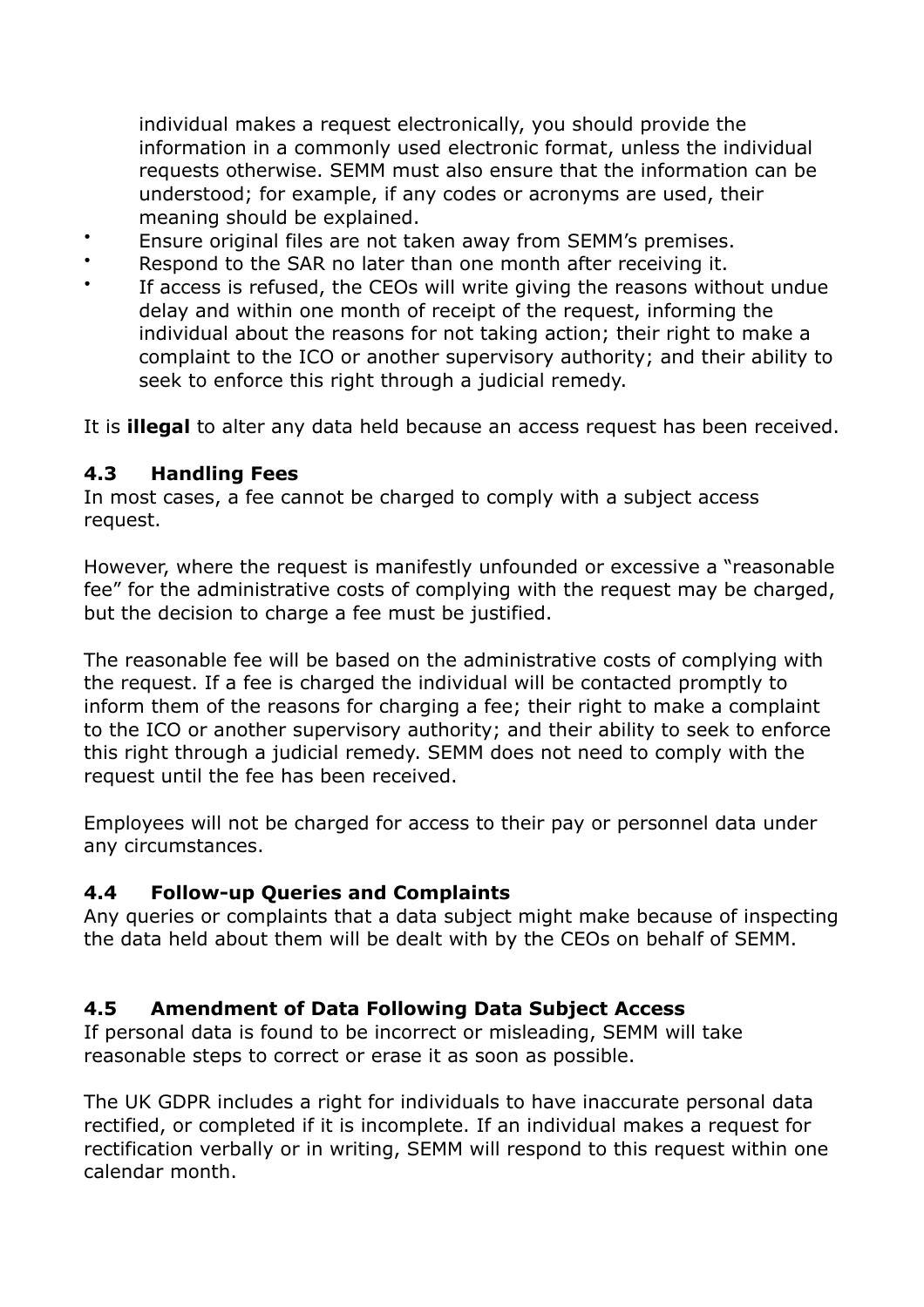individual makes a request electronically, you should provide the information in a commonly used electronic format, unless the individual requests otherwise. SEMM must also ensure that the information can be understood; for example, if any codes or acronyms are used, their meaning should be explained.

- Ensure original files are not taken away from SEMM's premises.
- Respond to the SAR no later than one month after receiving it.
- If access is refused, the CEOs will write giving the reasons without undue delay and within one month of receipt of the request, informing the individual about the reasons for not taking action; their right to make a complaint to the ICO or another supervisory authority; and their ability to seek to enforce this right through a judicial remedy.

It is **illegal** to alter any data held because an access request has been received.

### 4.3 Handling Fees

In most cases, a fee cannot be charged to comply with a subject access request.

However, where the request is manifestly unfounded or excessive a "reasonable fee" for the administrative costs of complying with the request may be charged, but the decision to charge a fee must be justified.

The reasonable fee will be based on the administrative costs of complying with the request. If a fee is charged the individual will be contacted promptly to inform them of the reasons for charging a fee; their right to make a complaint to the ICO or another supervisory authority; and their ability to seek to enforce this right through a judicial remedy. SEMM does not need to comply with the request until the fee has been received.

Employees will not be charged for access to their pay or personnel data under any circumstances.

### 4.4 Follow-up Queries and Complaints

Any queries or complaints that a data subject might make because of inspecting the data held about them will be dealt with by the CEOs on behalf of SEMM.

### 4.5 Amendment of Data Following Data Subject Access

If personal data is found to be incorrect or misleading, SEMM will take reasonable steps to correct or erase it as soon as possible.

The UK GDPR includes a right for individuals to have inaccurate personal data rectified, or completed if it is incomplete. If an individual makes a request for rectification verbally or in writing, SEMM will respond to this request within one calendar month.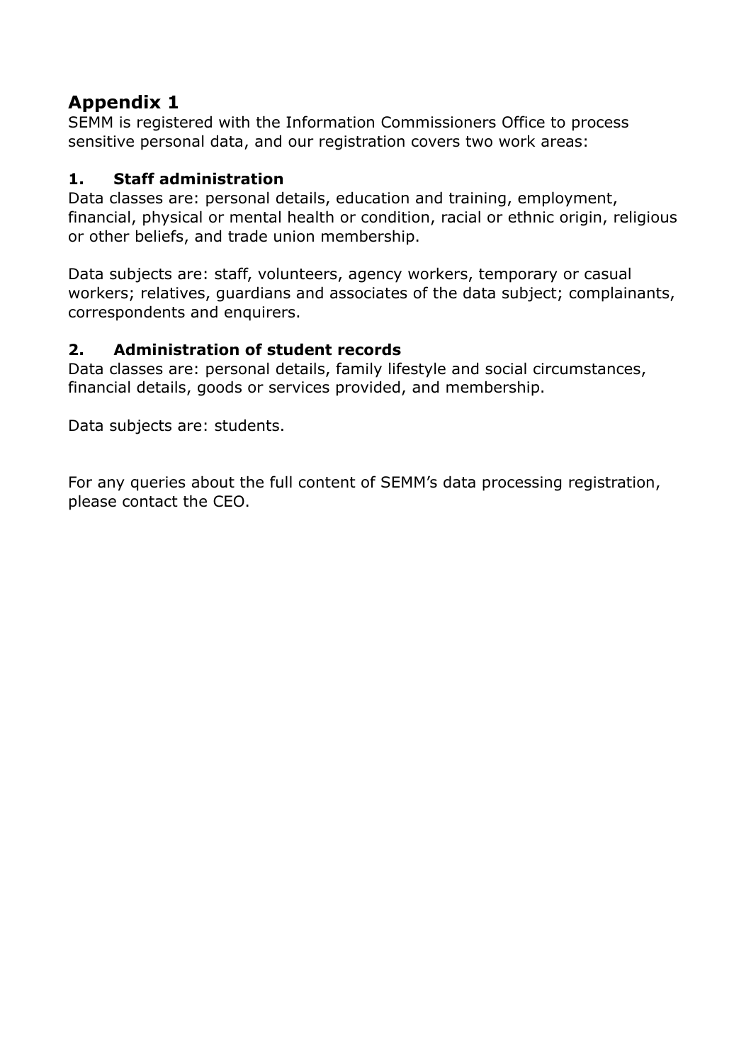# Appendix 1

SEMM is registered with the Information Commissioners Office to process sensitive personal data, and our registration covers two work areas:

## 1. Staff administration

Data classes are: personal details, education and training, employment, financial, physical or mental health or condition, racial or ethnic origin, religious or other beliefs, and trade union membership.

Data subjects are: staff, volunteers, agency workers, temporary or casual workers; relatives, guardians and associates of the data subject; complainants, correspondents and enquirers.

## 2. Administration of student records

Data classes are: personal details, family lifestyle and social circumstances, financial details, goods or services provided, and membership.

Data subjects are: students.

For any queries about the full content of SEMM's data processing registration, please contact the CEO.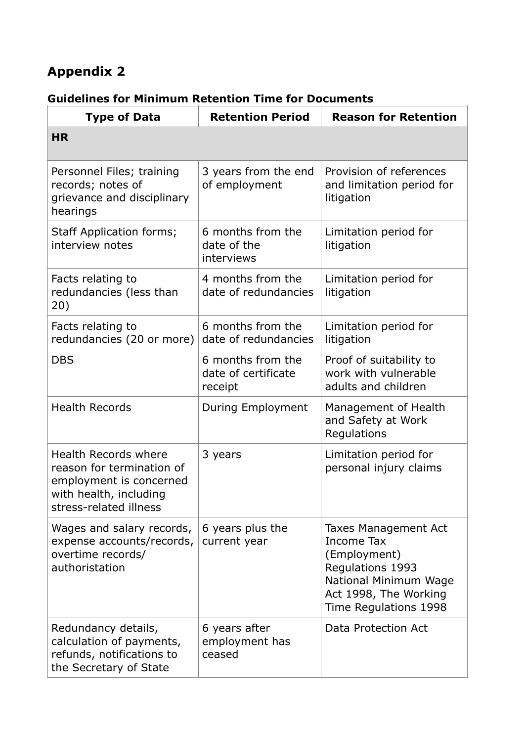## Appendix 2

### Guidelines for Minimum Retention Time for Documents

| Type of Data | Retention Period | Reason for Retention |
| --- | --- | --- |
| **HR** | | |
| Personnel Files; training records; notes of grievance and disciplinary hearings | 3 years from the end of employment | Provision of references and limitation period for litigation |
| Staff Application forms; interview notes | 6 months from the date of the interviews | Limitation period for litigation |
| Facts relating to redundancies (less than 20) | 4 months from the date of redundancies | Limitation period for litigation |
| Facts relating to redundancies (20 or more) | 6 months from the date of redundancies | Limitation period for litigation |
| DBS | 6 months from the date of certificate receipt | Proof of suitability to work with vulnerable adults and children |
| Health Records | During Employment | Management of Health and Safety at Work Regulations |
| Health Records where reason for termination of employment is concerned with health, including stress-related illness | 3 years | Limitation period for personal injury claims |
| Wages and salary records, expense accounts/records, overtime records/ authoristation | 6 years plus the current year | Taxes Management Act Income Tax (Employment) Regulations 1993 National Minimum Wage Act 1998, The Working Time Regulations 1998 |
| Redundancy details, calculation of payments, refunds, notifications to the Secretary of State | 6 years after employment has ceased | Data Protection Act |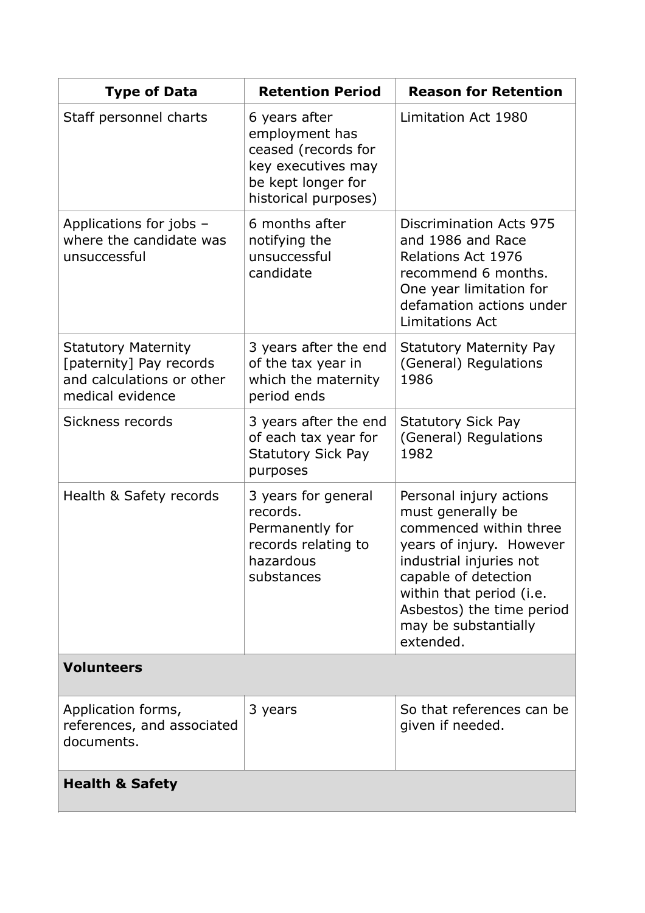| Type of Data | Retention Period | Reason for Retention |
| --- | --- | --- |
| Staff personnel charts | 6 years after employment has ceased (records for key executives may be kept longer for historical purposes) | Limitation Act 1980 |
| Applications for jobs – where the candidate was unsuccessful | 6 months after notifying the unsuccessful candidate | Discrimination Acts 975 and 1986 and Race Relations Act 1976 recommend 6 months. One year limitation for defamation actions under Limitations Act |
| Statutory Maternity [paternity] Pay records and calculations or other medical evidence | 3 years after the end of the tax year in which the maternity period ends | Statutory Maternity Pay (General) Regulations 1986 |
| Sickness records | 3 years after the end of each tax year for Statutory Sick Pay purposes | Statutory Sick Pay (General) Regulations 1982 |
| Health & Safety records | 3 years for general records. Permanently for records relating to hazardous substances | Personal injury actions must generally be commenced within three years of injury. However industrial injuries not capable of detection within that period (i.e. Asbestos) the time period may be substantially extended. |
| **Volunteers** | | |
| Application forms, references, and associated documents. | 3 years | So that references can be given if needed. |
| **Health & Safety** | | |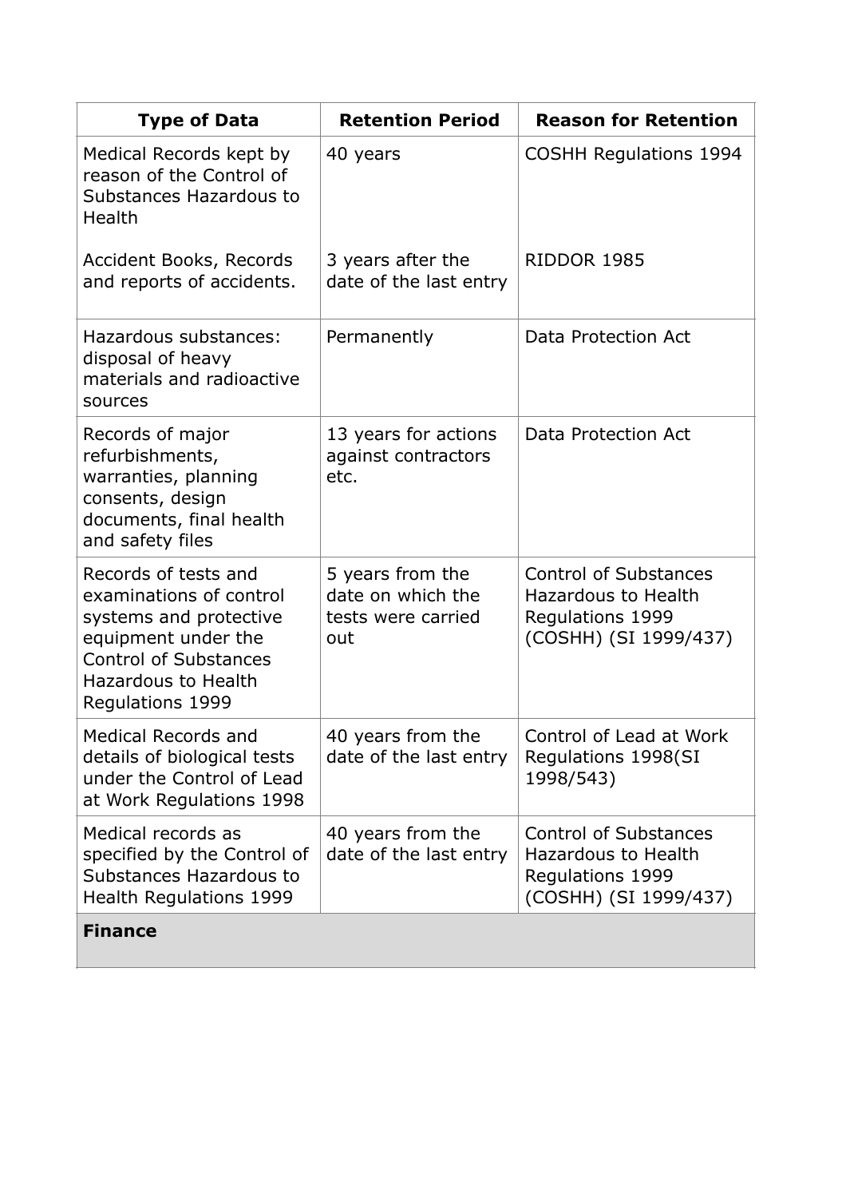| Type of Data | Retention Period | Reason for Retention |
|---|---|---|
| Medical Records kept by reason of the Control of Substances Hazardous to Health<br><br>Accident Books, Records and reports of accidents. | 40 years<br><br>3 years after the date of the last entry | COSHH Regulations 1994<br><br>RIDDOR 1985 |
| Hazardous substances: disposal of heavy materials and radioactive sources | Permanently | Data Protection Act |
| Records of major refurbishments, warranties, planning consents, design documents, final health and safety files | 13 years for actions against contractors etc. | Data Protection Act |
| Records of tests and examinations of control systems and protective equipment under the Control of Substances Hazardous to Health Regulations 1999 | 5 years from the date on which the tests were carried out | Control of Substances Hazardous to Health Regulations 1999 (COSHH) (SI 1999/437) |
| Medical Records and details of biological tests under the Control of Lead at Work Regulations 1998 | 40 years from the date of the last entry | Control of Lead at Work Regulations 1998(SI 1998/543) |
| Medical records as specified by the Control of Substances Hazardous to Health Regulations 1999 | 40 years from the date of the last entry | Control of Substances Hazardous to Health Regulations 1999 (COSHH) (SI 1999/437) |
| **Finance** | | |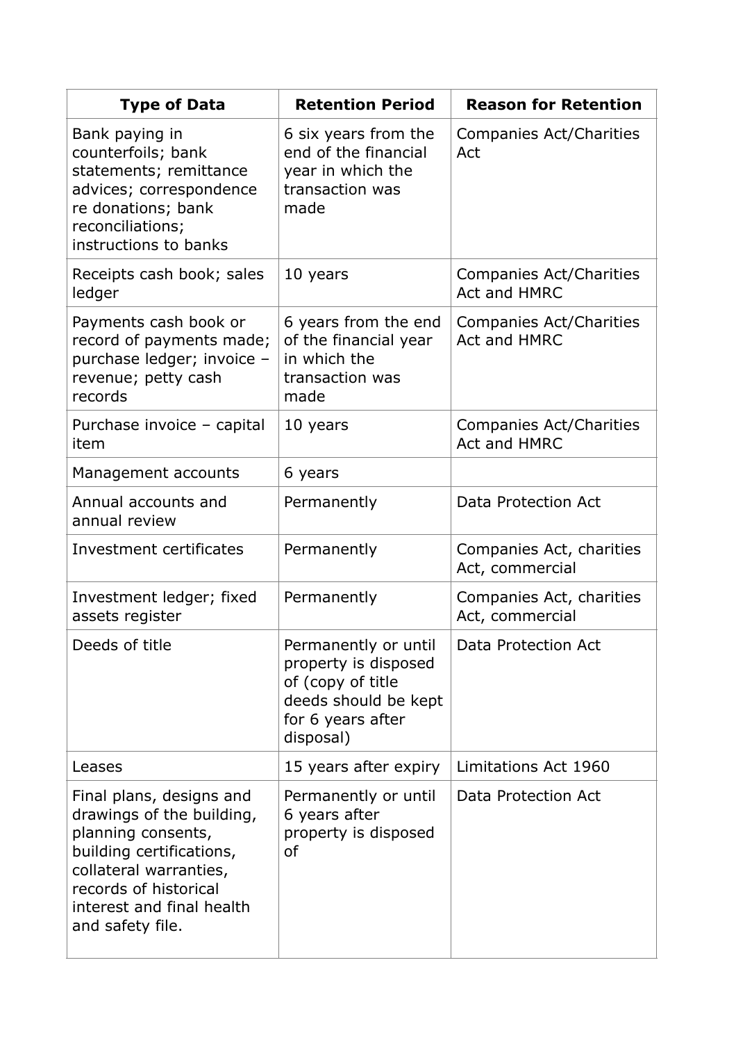| Type of Data | Retention Period | Reason for Retention |
| --- | --- | --- |
| Bank paying in counterfoils; bank statements; remittance advices; correspondence re donations; bank reconciliations; instructions to banks | 6 six years from the end of the financial year in which the transaction was made | Companies Act/Charities Act |
| Receipts cash book; sales ledger | 10 years | Companies Act/Charities Act and HMRC |
| Payments cash book or record of payments made; purchase ledger; invoice – revenue; petty cash records | 6 years from the end of the financial year in which the transaction was made | Companies Act/Charities Act and HMRC |
| Purchase invoice – capital item | 10 years | Companies Act/Charities Act and HMRC |
| Management accounts | 6 years | |
| Annual accounts and annual review | Permanently | Data Protection Act |
| Investment certificates | Permanently | Companies Act, charities Act, commercial |
| Investment ledger; fixed assets register | Permanently | Companies Act, charities Act, commercial |
| Deeds of title | Permanently or until property is disposed of (copy of title deeds should be kept for 6 years after disposal) | Data Protection Act |
| Leases | 15 years after expiry | Limitations Act 1960 |
| Final plans, designs and drawings of the building, planning consents, building certifications, collateral warranties, records of historical interest and final health and safety file. | Permanently or until 6 years after property is disposed of | Data Protection Act |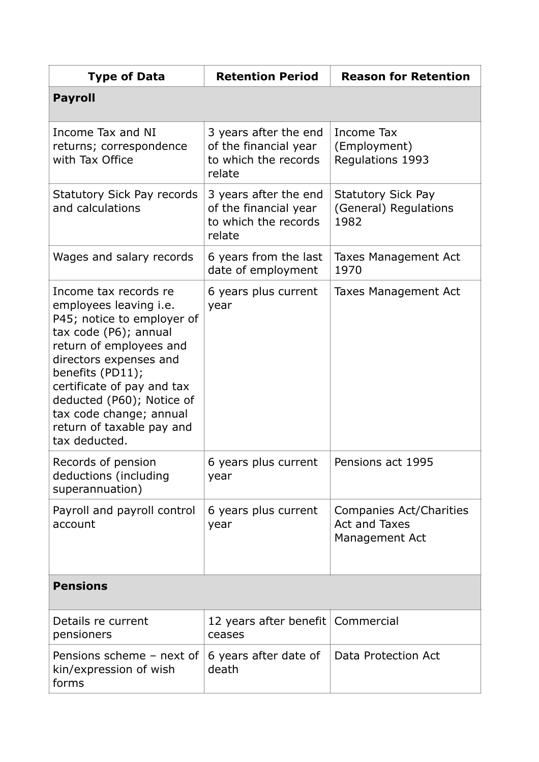| Type of Data | Retention Period | Reason for Retention |
|---|---|---|
| **Payroll** | | |
| Income Tax and NI returns; correspondence with Tax Office | 3 years after the end of the financial year to which the records relate | Income Tax (Employment) Regulations 1993 |
| Statutory Sick Pay records and calculations | 3 years after the end of the financial year to which the records relate | Statutory Sick Pay (General) Regulations 1982 |
| Wages and salary records | 6 years from the last date of employment | Taxes Management Act 1970 |
| Income tax records re employees leaving i.e. P45; notice to employer of tax code (P6); annual return of employees and directors expenses and benefits (PD11); certificate of pay and tax deducted (P60); Notice of tax code change; annual return of taxable pay and tax deducted. | 6 years plus current year | Taxes Management Act |
| Records of pension deductions (including superannuation) | 6 years plus current year | Pensions act 1995 |
| Payroll and payroll control account | 6 years plus current year | Companies Act/Charities Act and Taxes Management Act |
| **Pensions** | | |
| Details re current pensioners | 12 years after benefit ceases | Commercial |
| Pensions scheme – next of kin/expression of wish forms | 6 years after date of death | Data Protection Act |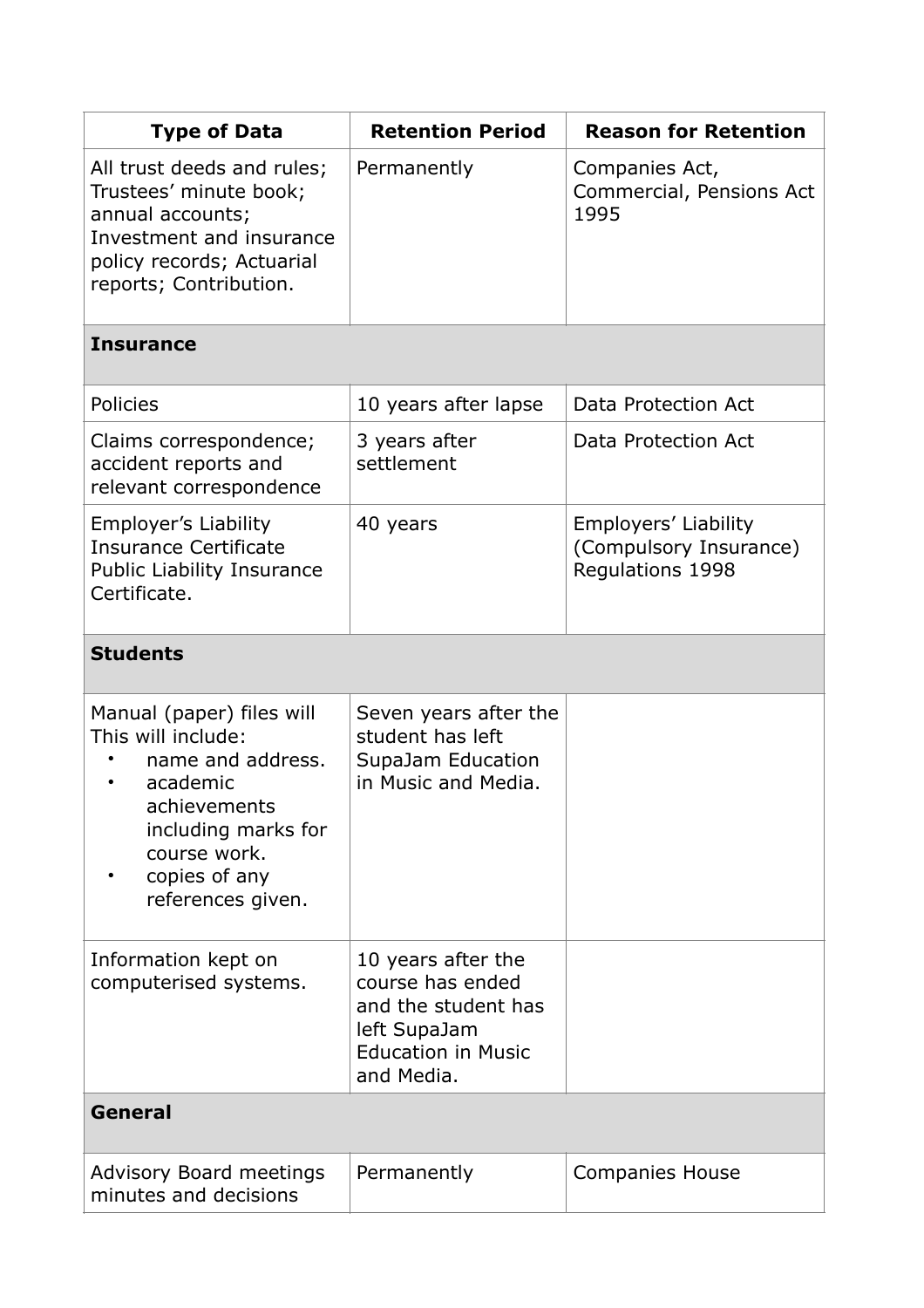| Type of Data | Retention Period | Reason for Retention |
|---|---|---|
| All trust deeds and rules; Trustees' minute book; annual accounts; Investment and insurance policy records; Actuarial reports; Contribution. | Permanently | Companies Act, Commercial, Pensions Act 1995 |
| **Insurance** | | |
| Policies | 10 years after lapse | Data Protection Act |
| Claims correspondence; accident reports and relevant correspondence | 3 years after settlement | Data Protection Act |
| Employer's Liability Insurance Certificate Public Liability Insurance Certificate. | 40 years | Employers' Liability (Compulsory Insurance) Regulations 1998 |
| **Students** | | |
| Manual (paper) files will This will include: <br>• name and address. <br>• academic achievements including marks for course work. <br>• copies of any references given. | Seven years after the student has left SupaJam Education in Music and Media. | |
| Information kept on computerised systems. | 10 years after the course has ended and the student has left SupaJam Education in Music and Media. | |
| **General** | | |
| Advisory Board meetings minutes and decisions | Permanently | Companies House |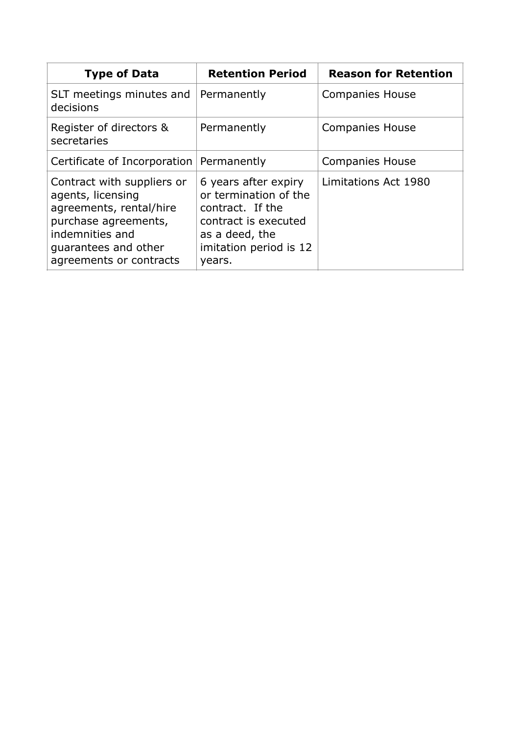| Type of Data | Retention Period | Reason for Retention |
| --- | --- | --- |
| SLT meetings minutes and decisions | Permanently | Companies House |
| Register of directors & secretaries | Permanently | Companies House |
| Certificate of Incorporation | Permanently | Companies House |
| Contract with suppliers or agents, licensing agreements, rental/hire purchase agreements, indemnities and guarantees and other agreements or contracts | 6 years after expiry or termination of the contract. If the contract is executed as a deed, the imitation period is 12 years. | Limitations Act 1980 |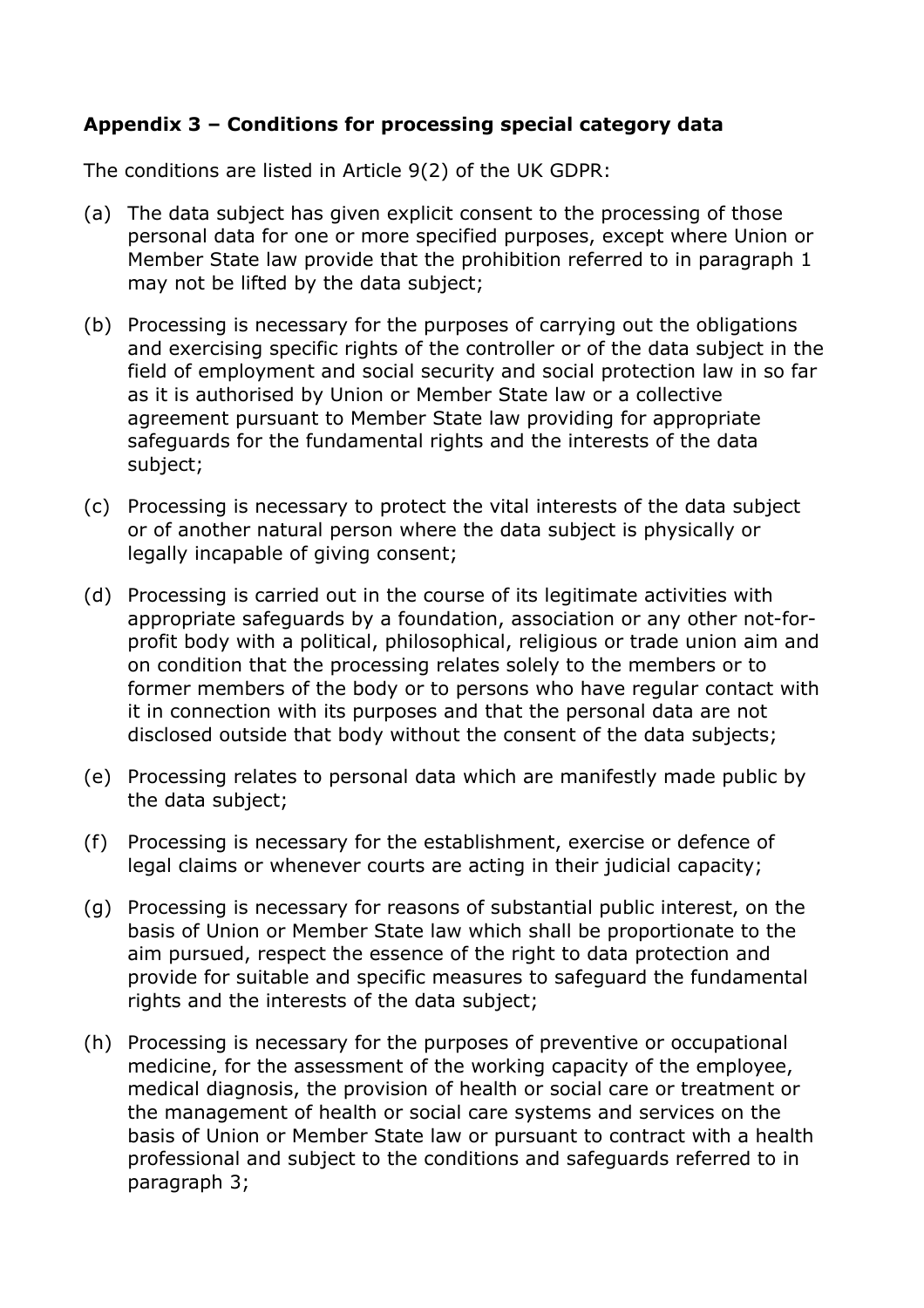**Appendix 3 – Conditions for processing special category data**

The conditions are listed in Article 9(2) of the UK GDPR:

(a) The data subject has given explicit consent to the processing of those personal data for one or more specified purposes, except where Union or Member State law provide that the prohibition referred to in paragraph 1 may not be lifted by the data subject;

(b) Processing is necessary for the purposes of carrying out the obligations and exercising specific rights of the controller or of the data subject in the field of employment and social security and social protection law in so far as it is authorised by Union or Member State law or a collective agreement pursuant to Member State law providing for appropriate safeguards for the fundamental rights and the interests of the data subject;

(c) Processing is necessary to protect the vital interests of the data subject or of another natural person where the data subject is physically or legally incapable of giving consent;

(d) Processing is carried out in the course of its legitimate activities with appropriate safeguards by a foundation, association or any other not-for-profit body with a political, philosophical, religious or trade union aim and on condition that the processing relates solely to the members or to former members of the body or to persons who have regular contact with it in connection with its purposes and that the personal data are not disclosed outside that body without the consent of the data subjects;

(e) Processing relates to personal data which are manifestly made public by the data subject;

(f) Processing is necessary for the establishment, exercise or defence of legal claims or whenever courts are acting in their judicial capacity;

(g) Processing is necessary for reasons of substantial public interest, on the basis of Union or Member State law which shall be proportionate to the aim pursued, respect the essence of the right to data protection and provide for suitable and specific measures to safeguard the fundamental rights and the interests of the data subject;

(h) Processing is necessary for the purposes of preventive or occupational medicine, for the assessment of the working capacity of the employee, medical diagnosis, the provision of health or social care or treatment or the management of health or social care systems and services on the basis of Union or Member State law or pursuant to contract with a health professional and subject to the conditions and safeguards referred to in paragraph 3;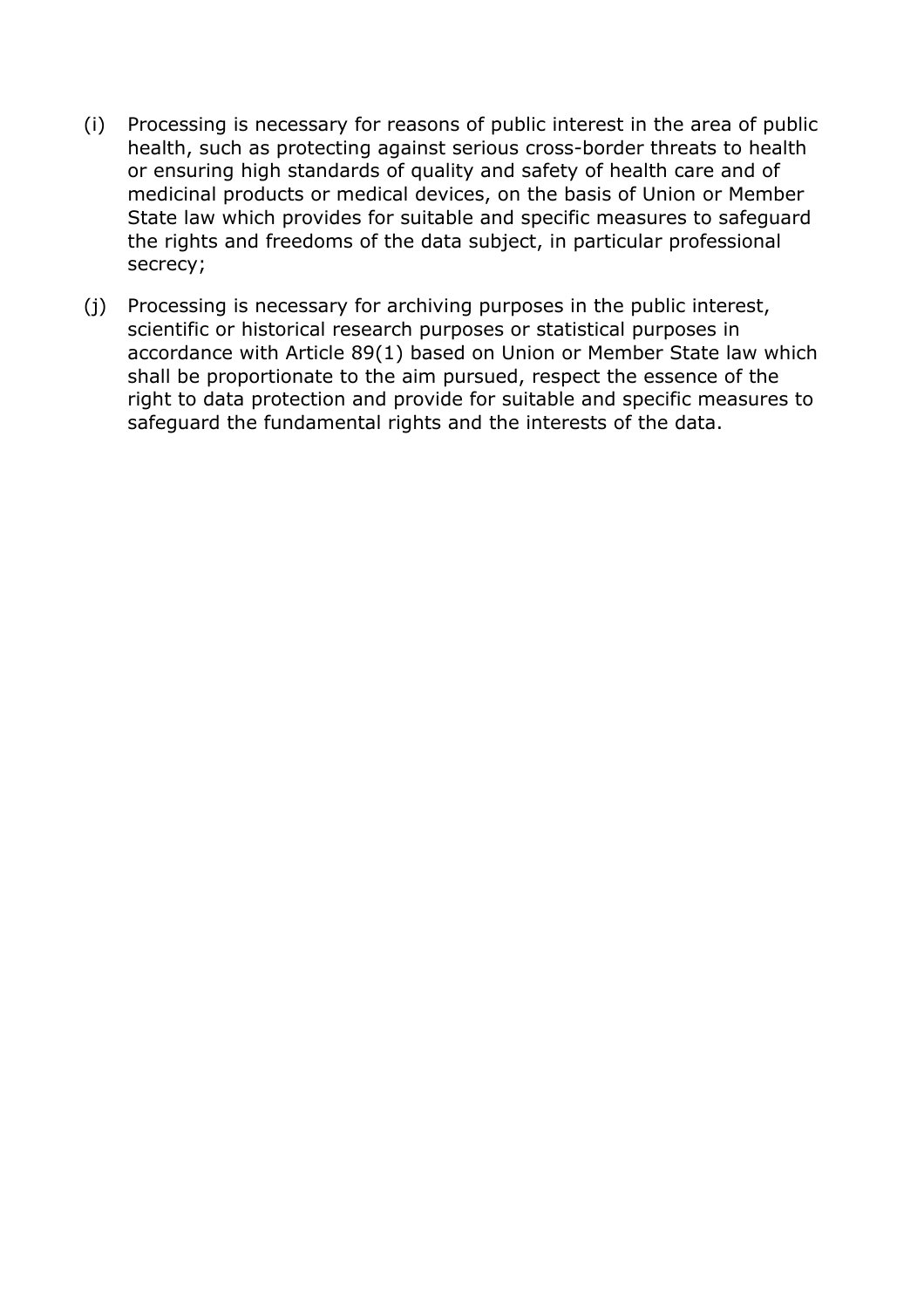(i) Processing is necessary for reasons of public interest in the area of public health, such as protecting against serious cross-border threats to health or ensuring high standards of quality and safety of health care and of medicinal products or medical devices, on the basis of Union or Member State law which provides for suitable and specific measures to safeguard the rights and freedoms of the data subject, in particular professional secrecy;

(j) Processing is necessary for archiving purposes in the public interest, scientific or historical research purposes or statistical purposes in accordance with Article 89(1) based on Union or Member State law which shall be proportionate to the aim pursued, respect the essence of the right to data protection and provide for suitable and specific measures to safeguard the fundamental rights and the interests of the data.